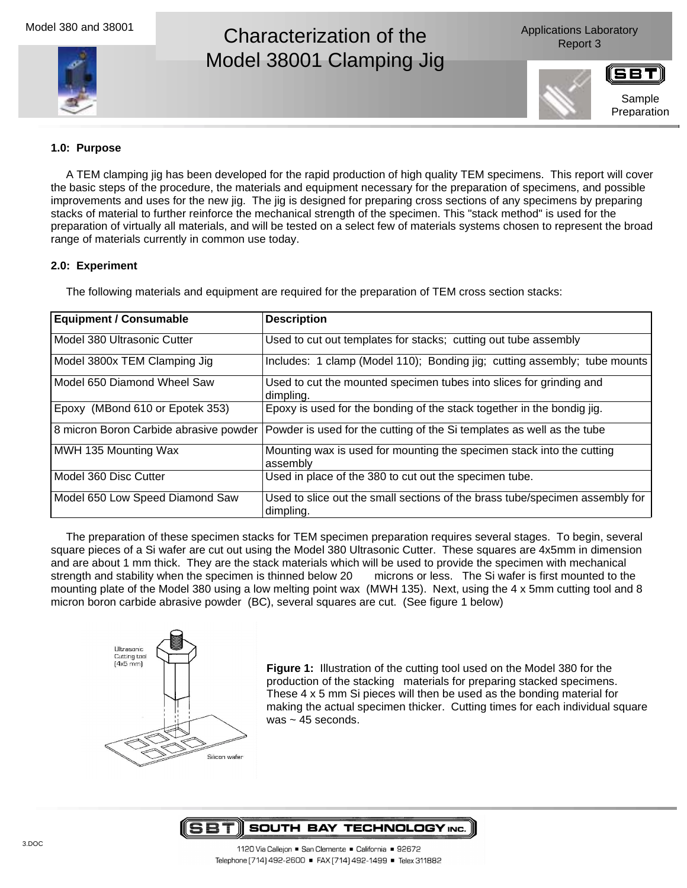# Characterization of the Model 38001 Clamping Jig

Applications Laboratory Report 3

Sample Preparation

### 1.0: Purpose

A TEM clamping jig has been developed for the rapid production of high quality TEM specimens. This report will cover the basic steps of the procedure, the materials and equipment necessary for the preparation of specimens, and possible improvements and uses for the new jig. The jig is designed for preparing cross sections of any specimens by preparing stacks of material to further reinforce the mechanical strength of the specimen. This "stack method" is used for the preparation of virtually all materials, and will be tested on a select few of materials systems chosen to represent the broad range of materials currently in common use today.

### 2.0: Experiment

The following materials and equipment are required for the preparation of TEM cross section stacks:

| Equipment / Consumable | Description |
|---|---|
| Model 380 Ultrasonic Cutter | Used to cut out templates for stacks; cutting out tube assembly |
| Model 3800x TEM Clamping Jig | Includes: 1 clamp (Model 110); Bonding jig; cutting assembly; tube mounts |
| Model 650 Diamond Wheel Saw | Used to cut the mounted specimen tubes into slices for grinding and dimpling. |
| Epoxy (MBond 610 or Epotek 353) | Epoxy is used for the bonding of the stack together in the bondig jig. |
| 8 micron Boron Carbide abrasive powder | Powder is used for the cutting of the Si templates as well as the tube |
| MWH 135 Mounting Wax | Mounting wax is used for mounting the specimen stack into the cutting assembly |
| Model 360 Disc Cutter | Used in place of the 380 to cut out the specimen tube. |
| Model 650 Low Speed Diamond Saw | Used to slice out the small sections of the brass tube/specimen assembly for dimpling. |

The preparation of these specimen stacks for TEM specimen preparation requires several stages. To begin, several square pieces of a Si wafer are cut out using the Model 380 Ultrasonic Cutter. These squares are 4x5mm in dimension and are about 1 mm thick. They are the stack materials which will be used to provide the specimen with mechanical strength and stability when the specimen is thinned below 20 microns or less. The Si wafer is first mounted to the mounting plate of the Model 380 using a low melting point wax (MWH 135). Next, using the 4 x 5mm cutting tool and 8 micron boron carbide abrasive powder (BC), several squares are cut. (See figure 1 below)

Ultrasonic Cutting tool (4x5 mm)

Silicon wafer

**Figure 1:** Illustration of the cutting tool used on the Model 380 for the production of the stacking materials for preparing stacked specimens. These 4 x 5 mm Si pieces will then be used as the bonding material for making the actual specimen thicker. Cutting times for each individual square was ~ 45 seconds.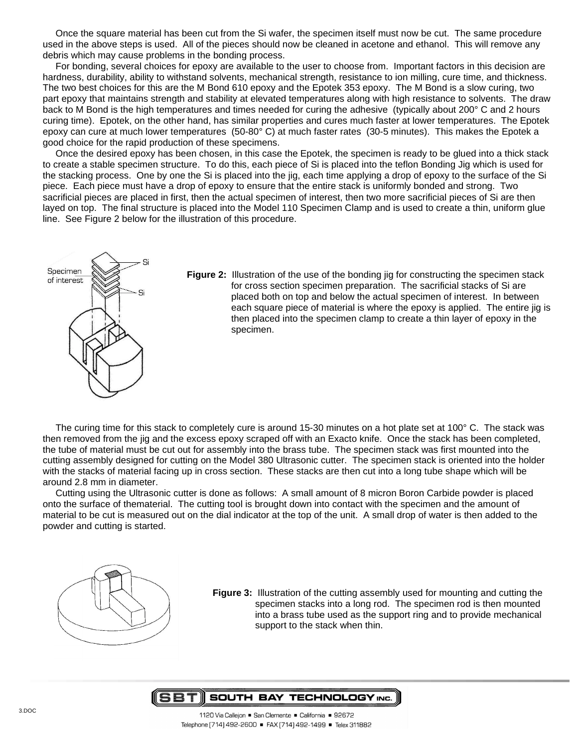Once the square material has been cut from the Si wafer, the specimen itself must now be cut. The same procedure used in the above steps is used. All of the pieces should now be cleaned in acetone and ethanol. This will remove any debris which may cause problems in the bonding process.

For bonding, several choices for epoxy are available to the user to choose from. Important factors in this decision are hardness, durability, ability to withstand solvents, mechanical strength, resistance to ion milling, cure time, and thickness. The two best choices for this are the M Bond 610 epoxy and the Epotek 353 epoxy. The M Bond is a slow curing, two part epoxy that maintains strength and stability at elevated temperatures along with high resistance to solvents. The draw back to M Bond is the high temperatures and times needed for curing the adhesive (typically about 200° C and 2 hours curing time). Epotek, on the other hand, has similar properties and cures much faster at lower temperatures. The Epotek epoxy can cure at much lower temperatures (50-80° C) at much faster rates (30-5 minutes). This makes the Epotek a good choice for the rapid production of these specimens.

Once the desired epoxy has been chosen, in this case the Epotek, the specimen is ready to be glued into a thick stack to create a stable specimen structure. To do this, each piece of Si is placed into the teflon Bonding Jig which is used for the stacking process. One by one the Si is placed into the jig, each time applying a drop of epoxy to the surface of the Si piece. Each piece must have a drop of epoxy to ensure that the entire stack is uniformly bonded and strong. Two sacrificial pieces are placed in first, then the actual specimen of interest, then two more sacrificial pieces of Si are then layed on top. The final structure is placed into the Model 110 Specimen Clamp and is used to create a thin, uniform glue line. See Figure 2 below for the illustration of this procedure.

Si
Specimen of interest
Si

**Figure 2:** Illustration of the use of the bonding jig for constructing the specimen stack for cross section specimen preparation. The sacrificial stacks of Si are placed both on top and below the actual specimen of interest. In between each square piece of material is where the epoxy is applied. The entire jig is then placed into the specimen clamp to create a thin layer of epoxy in the specimen.

The curing time for this stack to completely cure is around 15-30 minutes on a hot plate set at 100° C. The stack was then removed from the jig and the excess epoxy scraped off with an Exacto knife. Once the stack has been completed, the tube of material must be cut out for assembly into the brass tube. The specimen stack was first mounted into the cutting assembly designed for cutting on the Model 380 Ultrasonic cutter. The specimen stack is oriented into the holder with the stacks of material facing up in cross section. These stacks are then cut into a long tube shape which will be around 2.8 mm in diameter.

Cutting using the Ultrasonic cutter is done as follows: A small amount of 8 micron Boron Carbide powder is placed onto the surface of thematerial. The cutting tool is brought down into contact with the specimen and the amount of material to be cut is measured out on the dial indicator at the top of the unit. A small drop of water is then added to the powder and cutting is started.

**Figure 3:** Illustration of the cutting assembly used for mounting and cutting the specimen stacks into a long rod. The specimen rod is then mounted into a brass tube used as the support ring and to provide mechanical support to the stack when thin.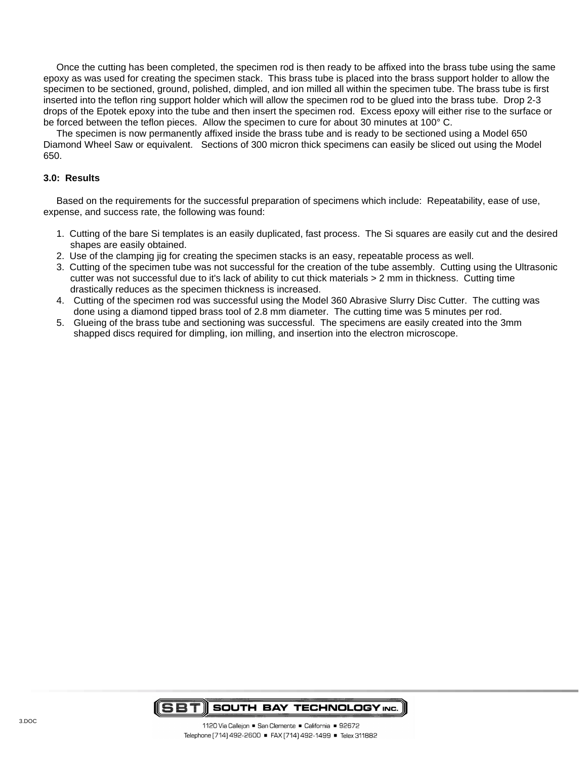Once the cutting has been completed, the specimen rod is then ready to be affixed into the brass tube using the same epoxy as was used for creating the specimen stack. This brass tube is placed into the brass support holder to allow the specimen to be sectioned, ground, polished, dimpled, and ion milled all within the specimen tube. The brass tube is first inserted into the teflon ring support holder which will allow the specimen rod to be glued into the brass tube. Drop 2-3 drops of the Epotek epoxy into the tube and then insert the specimen rod. Excess epoxy will either rise to the surface or be forced between the teflon pieces. Allow the specimen to cure for about 30 minutes at 100° C.

The specimen is now permanently affixed inside the brass tube and is ready to be sectioned using a Model 650 Diamond Wheel Saw or equivalent. Sections of 300 micron thick specimens can easily be sliced out using the Model 650.

### 3.0: Results

Based on the requirements for the successful preparation of specimens which include: Repeatability, ease of use, expense, and success rate, the following was found:

1. Cutting of the bare Si templates is an easily duplicated, fast process. The Si squares are easily cut and the desired shapes are easily obtained.
2. Use of the clamping jig for creating the specimen stacks is an easy, repeatable process as well.
3. Cutting of the specimen tube was not successful for the creation of the tube assembly. Cutting using the Ultrasonic cutter was not successful due to it's lack of ability to cut thick materials > 2 mm in thickness. Cutting time drastically reduces as the specimen thickness is increased.
4. Cutting of the specimen rod was successful using the Model 360 Abrasive Slurry Disc Cutter. The cutting was done using a diamond tipped brass tool of 2.8 mm diameter. The cutting time was 5 minutes per rod.
5. Glueing of the brass tube and sectioning was successful. The specimens are easily created into the 3mm shapped discs required for dimpling, ion milling, and insertion into the electron microscope.